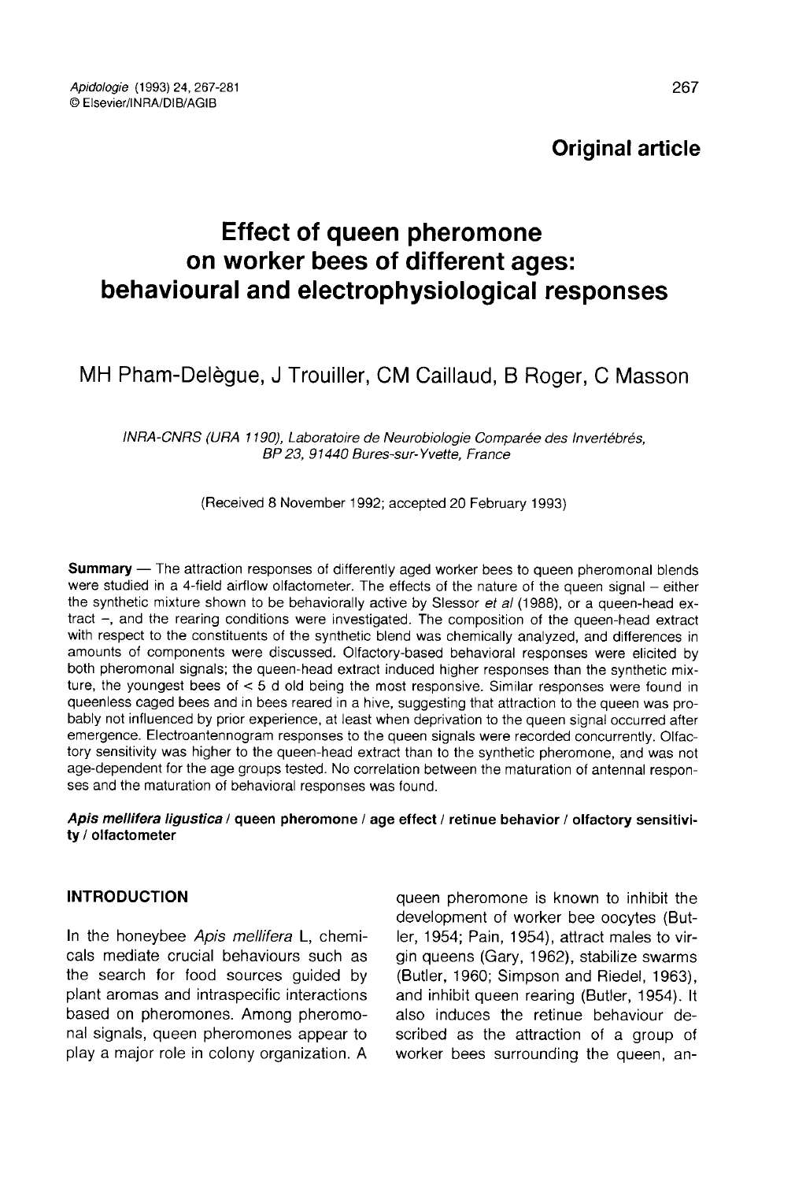**Original article**

# Effect of queen pheromone on worker bees of different ages: behavioural and electrophysiological responses

MH Pham-Delègue, J Trouiller, CM Caillaud, B Roger, C Masson

*INRA-CNRS (URA 1190), Laboratoire de Neurobiologie Comparée des Invertébrés, BP 23, 91440 Bures-sur-Yvette, France*

(Received 8 November 1992; accepted 20 February 1993)

**Summary** — The attraction responses of differently aged worker bees to queen pheromonal blends were studied in a 4-field airflow olfactometer. The effects of the nature of the queen signal – either the synthetic mixture shown to be behaviorally active by Slessor *et al* (1988), or a queen-head extract –, and the rearing conditions were investigated. The composition of the queen-head extract with respect to the constituents of the synthetic blend was chemically analyzed, and differences in amounts of components were discussed. Olfactory-based behavioral responses were elicited by both pheromonal signals; the queen-head extract induced higher responses than the synthetic mixture, the youngest bees of < 5 d old being the most responsive. Similar responses were found in queenless caged bees and in bees reared in a hive, suggesting that attraction to the queen was probably not influenced by prior experience, at least when deprivation to the queen signal occurred after emergence. Electroantennogram responses to the queen signals were recorded concurrently. Olfactory sensitivity was higher to the queen-head extract than to the synthetic pheromone, and was not age-dependent for the age groups tested. No correlation between the maturation of antennal responses and the maturation of behavioral responses was found.

***Apis mellifera ligustica*** **/ queen pheromone / age effect / retinue behavior / olfactory sensitivity / olfactometer**

## INTRODUCTION

In the honeybee *Apis mellifera* L, chemicals mediate crucial behaviours such as the search for food sources guided by plant aromas and intraspecific interactions based on pheromones. Among pheromonal signals, queen pheromones appear to play a major role in colony organization. A queen pheromone is known to inhibit the development of worker bee oocytes (Butler, 1954; Pain, 1954), attract males to virgin queens (Gary, 1962), stabilize swarms (Butler, 1960; Simpson and Riedel, 1963), and inhibit queen rearing (Butler, 1954). It also induces the retinue behaviour described as the attraction of a group of worker bees surrounding the queen, an-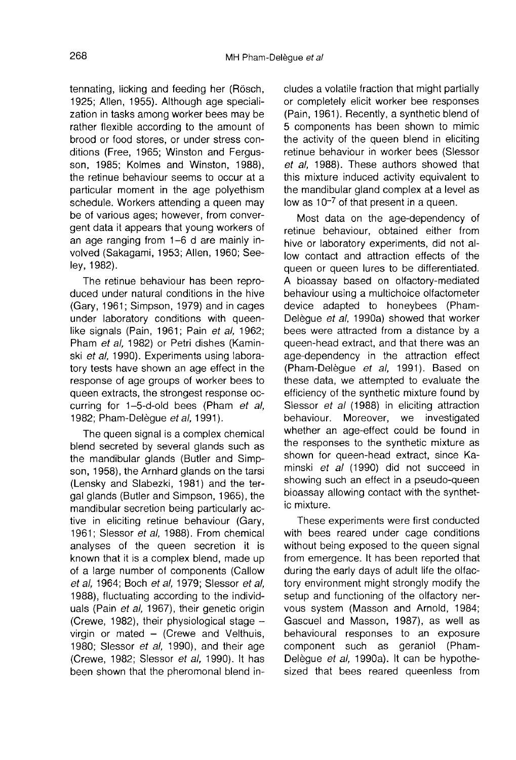tennating, licking and feeding her (Rösch, 1925; Allen, 1955). Although age specialization in tasks among worker bees may be rather flexible according to the amount of brood or food stores, or under stress conditions (Free, 1965; Winston and Fergusson, 1985; Kolmes and Winston, 1988), the retinue behaviour seems to occur at a particular moment in the age polyethism schedule. Workers attending a queen may be of various ages; however, from convergent data it appears that young workers of an age ranging from 1–6 d are mainly involved (Sakagami, 1953; Allen, 1960; Seeley, 1982).

The retinue behaviour has been reproduced under natural conditions in the hive (Gary, 1961; Simpson, 1979) and in cages under laboratory conditions with queen-like signals (Pain, 1961; Pain *et al*, 1962; Pham *et al*, 1982) or Petri dishes (Kaminski *et al*, 1990). Experiments using laboratory tests have shown an age effect in the response of age groups of worker bees to queen extracts, the strongest response occurring for 1–5-d-old bees (Pham *et al*, 1982; Pham-Delègue *et al*, 1991).

The queen signal is a complex chemical blend secreted by several glands such as the mandibular glands (Butler and Simpson, 1958), the Arnhard glands on the tarsi (Lensky and Slabezki, 1981) and the tergal glands (Butler and Simpson, 1965), the mandibular secretion being particularly active in eliciting retinue behaviour (Gary, 1961; Slessor *et al*, 1988). From chemical analyses of the queen secretion it is known that it is a complex blend, made up of a large number of components (Callow *et al*, 1964; Boch *et al*, 1979; Slessor *et al*, 1988), fluctuating according to the individuals (Pain *et al*, 1967), their genetic origin (Crewe, 1982), their physiological stage – virgin or mated – (Crewe and Velthuis, 1980; Slessor *et al*, 1990), and their age (Crewe, 1982; Slessor *et al*, 1990). It has been shown that the pheromonal blend includes a volatile fraction that might partially or completely elicit worker bee responses (Pain, 1961). Recently, a synthetic blend of 5 components has been shown to mimic the activity of the queen blend in eliciting retinue behaviour in worker bees (Slessor *et al*, 1988). These authors showed that this mixture induced activity equivalent to the mandibular gland complex at a level as low as $10^{-7}$ of that present in a queen.

Most data on the age-dependency of retinue behaviour, obtained either from hive or laboratory experiments, did not allow contact and attraction effects of the queen or queen lures to be differentiated. A bioassay based on olfactory-mediated behaviour using a multichoice olfactometer device adapted to honeybees (Pham-Delègue *et al*, 1990a) showed that worker bees were attracted from a distance by a queen-head extract, and that there was an age-dependency in the attraction effect (Pham-Delègue *et al*, 1991). Based on these data, we attempted to evaluate the efficiency of the synthetic mixture found by Slessor *et al* (1988) in eliciting attraction behaviour. Moreover, we investigated whether an age-effect could be found in the responses to the synthetic mixture as shown for queen-head extract, since Kaminski *et al* (1990) did not succeed in showing such an effect in a pseudo-queen bioassay allowing contact with the synthetic mixture.

These experiments were first conducted with bees reared under cage conditions without being exposed to the queen signal from emergence. It has been reported that during the early days of adult life the olfactory environment might strongly modify the setup and functioning of the olfactory nervous system (Masson and Arnold, 1984; Gascuel and Masson, 1987), as well as behavioural responses to an exposure component such as geraniol (Pham-Delègue *et al*, 1990a). It can be hypothesized that bees reared queenless from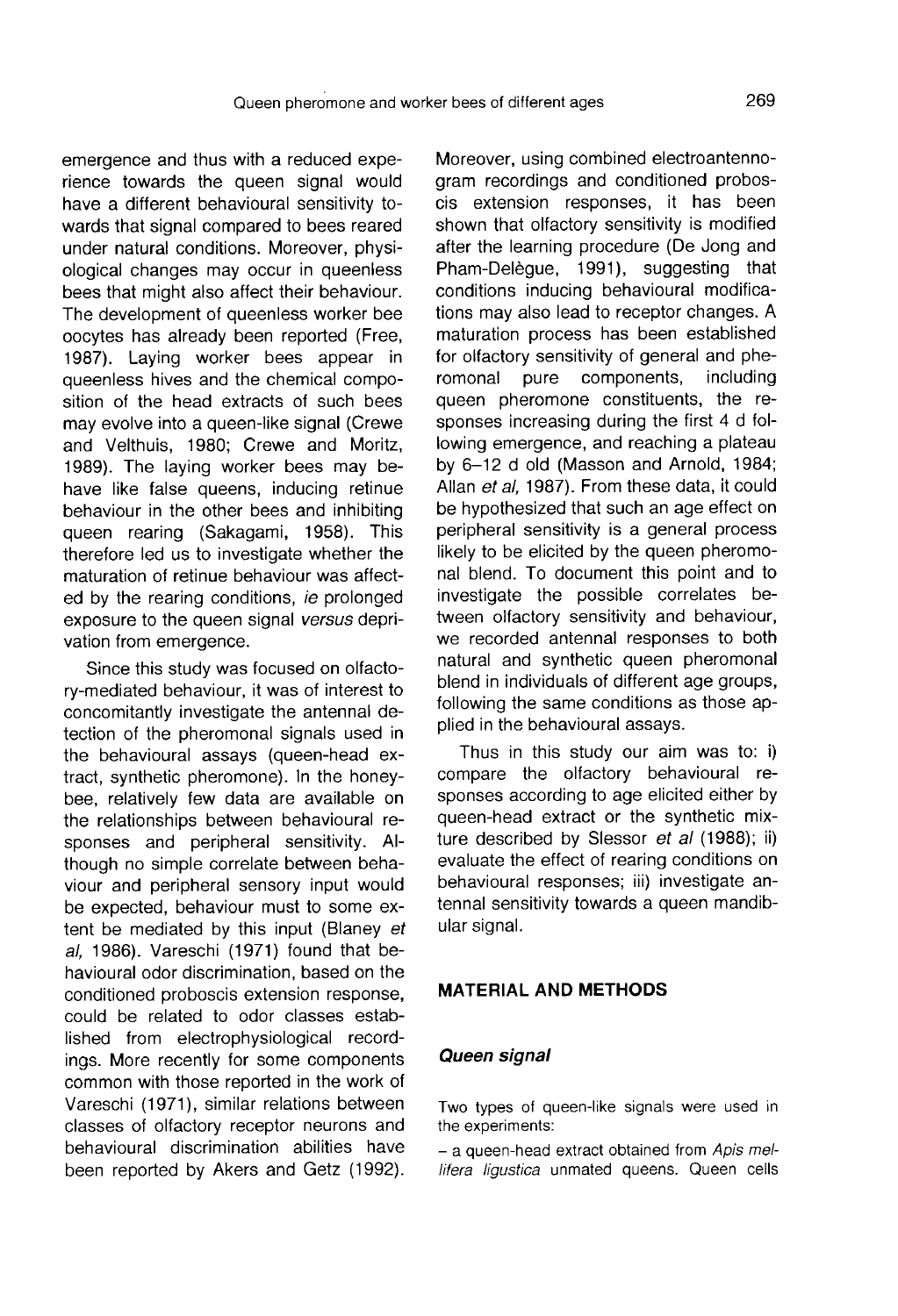emergence and thus with a reduced experience towards the queen signal would have a different behavioural sensitivity towards that signal compared to bees reared under natural conditions. Moreover, physiological changes may occur in queenless bees that might also affect their behaviour. The development of queenless worker bee oocytes has already been reported (Free, 1987). Laying worker bees appear in queenless hives and the chemical composition of the head extracts of such bees may evolve into a queen-like signal (Crewe and Velthuis, 1980; Crewe and Moritz, 1989). The laying worker bees may behave like false queens, inducing retinue behaviour in the other bees and inhibiting queen rearing (Sakagami, 1958). This therefore led us to investigate whether the maturation of retinue behaviour was affected by the rearing conditions, *ie* prolonged exposure to the queen signal *versus* deprivation from emergence.

Since this study was focused on olfactory-mediated behaviour, it was of interest to concomitantly investigate the antennal detection of the pheromonal signals used in the behavioural assays (queen-head extract, synthetic pheromone). In the honeybee, relatively few data are available on the relationships between behavioural responses and peripheral sensitivity. Although no simple correlate between behaviour and peripheral sensory input would be expected, behaviour must to some extent be mediated by this input (Blaney *et al*, 1986). Vareschi (1971) found that behavioural odor discrimination, based on the conditioned proboscis extension response, could be related to odor classes established from electrophysiological recordings. More recently for some components common with those reported in the work of Vareschi (1971), similar relations between classes of olfactory receptor neurons and behavioural discrimination abilities have been reported by Akers and Getz (1992). Moreover, using combined electroantennogram recordings and conditioned proboscis extension responses, it has been shown that olfactory sensitivity is modified after the learning procedure (De Jong and Pham-Delègue, 1991), suggesting that conditions inducing behavioural modifications may also lead to receptor changes. A maturation process has been established for olfactory sensitivity of general and pheromonal pure components, including queen pheromone constituents, the responses increasing during the first 4 d following emergence, and reaching a plateau by 6–12 d old (Masson and Arnold, 1984; Allan *et al*, 1987). From these data, it could be hypothesized that such an age effect on peripheral sensitivity is a general process likely to be elicited by the queen pheromonal blend. To document this point and to investigate the possible correlates between olfactory sensitivity and behaviour, we recorded antennal responses to both natural and synthetic queen pheromonal blend in individuals of different age groups, following the same conditions as those applied in the behavioural assays.

Thus in this study our aim was to: i) compare the olfactory behavioural responses according to age elicited either by queen-head extract or the synthetic mixture described by Slessor *et al* (1988); ii) evaluate the effect of rearing conditions on behavioural responses; iii) investigate antennal sensitivity towards a queen mandibular signal.

## MATERIAL AND METHODS

### *Queen signal*

Two types of queen-like signals were used in the experiments:

– a queen-head extract obtained from *Apis mellifera ligustica* unmated queens. Queen cells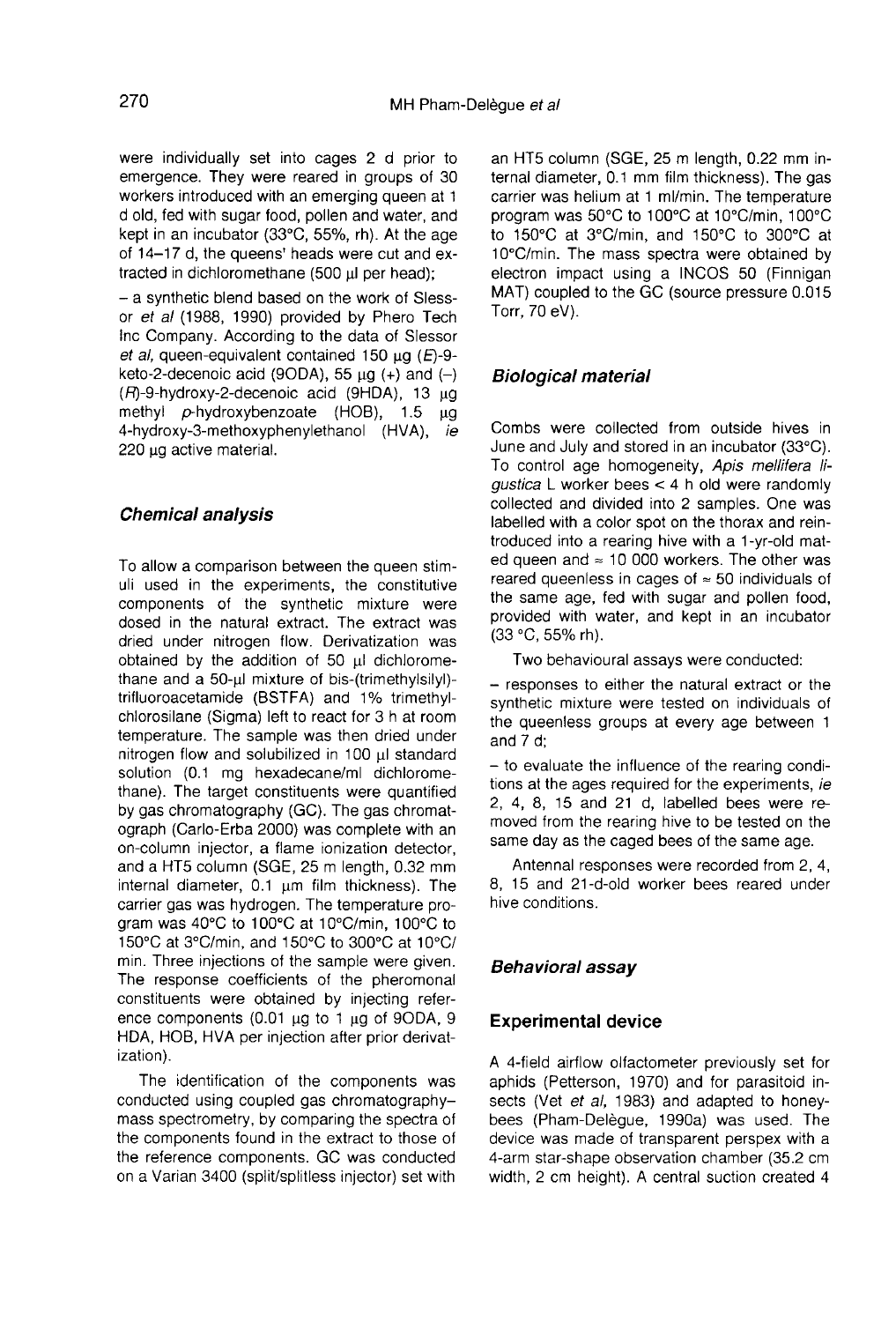were individually set into cages 2 d prior to emergence. They were reared in groups of 30 workers introduced with an emerging queen at 1 d old, fed with sugar food, pollen and water, and kept in an incubator (33°C, 55%, rh). At the age of 14–17 d, the queens' heads were cut and extracted in dichloromethane (500 µl per head);

– a synthetic blend based on the work of Slessor *et al* (1988, 1990) provided by Phero Tech Inc Company. According to the data of Slessor *et al*, queen-equivalent contained 150 µg (*E*)-9-keto-2-decenoic acid (9ODA), 55 µg (+) and (–) (*R*)-9-hydroxy-2-decenoic acid (9HDA), 13 µg methyl *p*-hydroxybenzoate (HOB), 1.5 µg 4-hydroxy-3-methoxyphenylethanol (HVA), *ie* 220 µg active material.

### Chemical analysis

To allow a comparison between the queen stimuli used in the experiments, the constitutive components of the synthetic mixture were dosed in the natural extract. The extract was dried under nitrogen flow. Derivatization was obtained by the addition of 50 µl dichloromethane and a 50-µl mixture of bis-(trimethylsilyl)-trifluoroacetamide (BSTFA) and 1% trimethylchlorosilane (Sigma) left to react for 3 h at room temperature. The sample was then dried under nitrogen flow and solubilized in 100 µl standard solution (0.1 mg hexadecane/ml dichloromethane). The target constituents were quantified by gas chromatography (GC). The gas chromatograph (Carlo-Erba 2000) was complete with an on-column injector, a flame ionization detector, and a HT5 column (SGE, 25 m length, 0.32 mm internal diameter, 0.1 µm film thickness). The carrier gas was hydrogen. The temperature program was 40°C to 100°C at 10°C/min, 100°C to 150°C at 3°C/min, and 150°C to 300°C at 10°C/min. Three injections of the sample were given. The response coefficients of the pheromonal constituents were obtained by injecting reference components (0.01 µg to 1 µg of 9ODA, 9 HDA, HOB, HVA per injection after prior derivatization).

The identification of the components was conducted using coupled gas chromatography–mass spectrometry, by comparing the spectra of the components found in the extract to those of the reference components. GC was conducted on a Varian 3400 (split/splitless injector) set with an HT5 column (SGE, 25 m length, 0.22 mm internal diameter, 0.1 mm film thickness). The gas carrier was helium at 1 ml/min. The temperature program was 50°C to 100°C at 10°C/min, 100°C to 150°C at 3°C/min, and 150°C to 300°C at 10°C/min. The mass spectra were obtained by electron impact using a INCOS 50 (Finnigan MAT) coupled to the GC (source pressure 0.015 Torr, 70 eV).

### Biological material

Combs were collected from outside hives in June and July and stored in an incubator (33°C). To control age homogeneity, *Apis mellifera ligustica* L worker bees < 4 h old were randomly collected and divided into 2 samples. One was labelled with a color spot on the thorax and reintroduced into a rearing hive with a 1-yr-old mated queen and ≈ 10 000 workers. The other was reared queenless in cages of ≈ 50 individuals of the same age, fed with sugar and pollen food, provided with water, and kept in an incubator (33 °C, 55% rh).

Two behavioural assays were conducted:

– responses to either the natural extract or the synthetic mixture were tested on individuals of the queenless groups at every age between 1 and 7 d;

– to evaluate the influence of the rearing conditions at the ages required for the experiments, *ie* 2, 4, 8, 15 and 21 d, labelled bees were removed from the rearing hive to be tested on the same day as the caged bees of the same age.

Antennal responses were recorded from 2, 4, 8, 15 and 21-d-old worker bees reared under hive conditions.

### Behavioral assay

#### Experimental device

A 4-field airflow olfactometer previously set for aphids (Petterson, 1970) and for parasitoid insects (Vet *et al*, 1983) and adapted to honeybees (Pham-Delègue, 1990a) was used. The device was made of transparent perspex with a 4-arm star-shape observation chamber (35.2 cm width, 2 cm height). A central suction created 4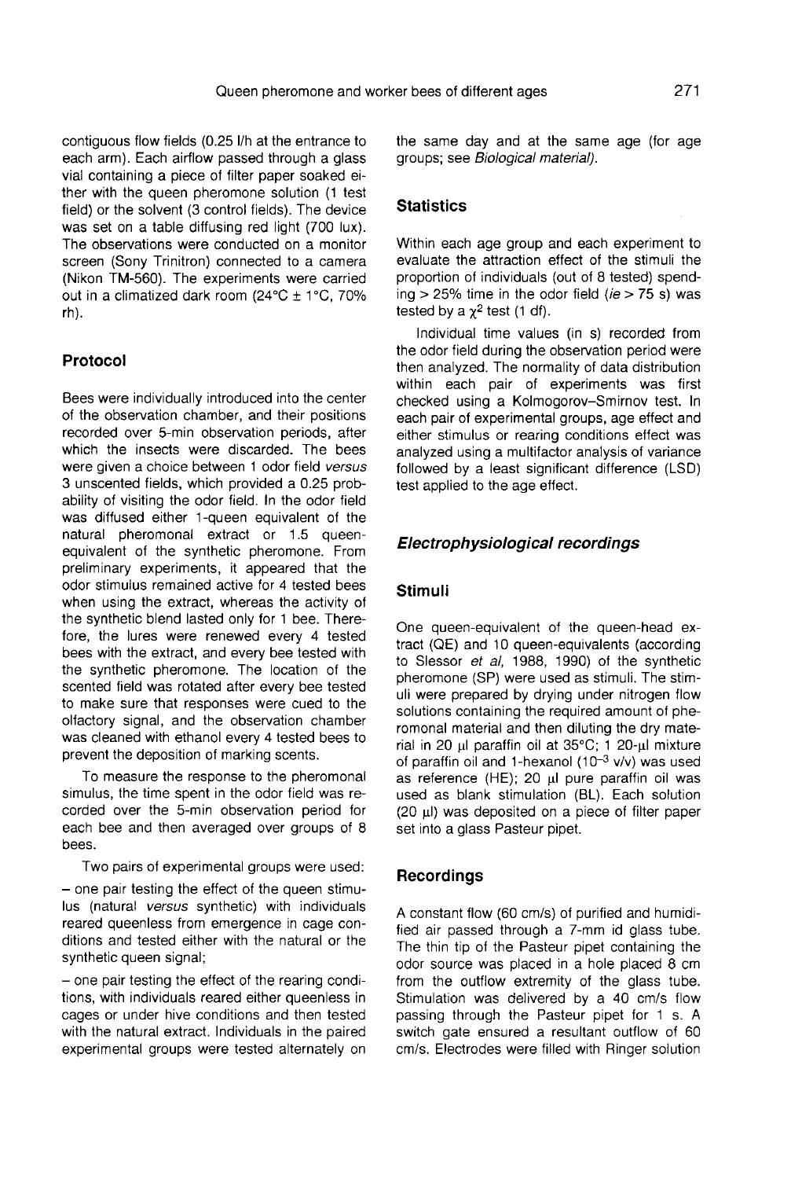contiguous flow fields (0.25 l/h at the entrance to each arm). Each airflow passed through a glass vial containing a piece of filter paper soaked either with the queen pheromone solution (1 test field) or the solvent (3 control fields). The device was set on a table diffusing red light (700 lux). The observations were conducted on a monitor screen (Sony Trinitron) connected to a camera (Nikon TM-560). The experiments were carried out in a climatized dark room (24°C ± 1°C, 70% rh).

### Protocol

Bees were individually introduced into the center of the observation chamber, and their positions recorded over 5-min observation periods, after which the insects were discarded. The bees were given a choice between 1 odor field *versus* 3 unscented fields, which provided a 0.25 probability of visiting the odor field. In the odor field was diffused either 1-queen equivalent of the natural pheromonal extract or 1.5 queen-equivalent of the synthetic pheromone. From preliminary experiments, it appeared that the odor stimulus remained active for 4 tested bees when using the extract, whereas the activity of the synthetic blend lasted only for 1 bee. Therefore, the lures were renewed every 4 tested bees with the extract, and every bee tested with the synthetic pheromone. The location of the scented field was rotated after every bee tested to make sure that responses were cued to the olfactory signal, and the observation chamber was cleaned with ethanol every 4 tested bees to prevent the deposition of marking scents.

To measure the response to the pheromonal simulus, the time spent in the odor field was recorded over the 5-min observation period for each bee and then averaged over groups of 8 bees.

Two pairs of experimental groups were used:

– one pair testing the effect of the queen stimulus (natural *versus* synthetic) with individuals reared queenless from emergence in cage conditions and tested either with the natural or the synthetic queen signal;

– one pair testing the effect of the rearing conditions, with individuals reared either queenless in cages or under hive conditions and then tested with the natural extract. Individuals in the paired experimental groups were tested alternately on the same day and at the same age (for age groups; see *Biological material*).

### Statistics

Within each age group and each experiment to evaluate the attraction effect of the stimuli the proportion of individuals (out of 8 tested) spending > 25% time in the odor field (*ie* > 75 s) was tested by a $\chi^2$ test (1 df).

Individual time values (in s) recorded from the odor field during the observation period were then analyzed. The normality of data distribution within each pair of experiments was first checked using a Kolmogorov–Smirnov test. In each pair of experimental groups, age effect and either stimulus or rearing conditions effect was analyzed using a multifactor analysis of variance followed by a least significant difference (LSD) test applied to the age effect.

## *Electrophysiological recordings*

### Stimuli

One queen-equivalent of the queen-head extract (QE) and 10 queen-equivalents (according to Slessor *et al*, 1988, 1990) of the synthetic pheromone (SP) were used as stimuli. The stimuli were prepared by drying under nitrogen flow solutions containing the required amount of pheromonal material and then diluting the dry material in 20 µl paraffin oil at 35°C; 1 20-µl mixture of paraffin oil and 1-hexanol ($10^{-3}$ v/v) was used as reference (HE); 20 µl pure paraffin oil was used as blank stimulation (BL). Each solution (20 µl) was deposited on a piece of filter paper set into a glass Pasteur pipet.

### Recordings

A constant flow (60 cm/s) of purified and humidified air passed through a 7-mm id glass tube. The thin tip of the Pasteur pipet containing the odor source was placed in a hole placed 8 cm from the outflow extremity of the glass tube. Stimulation was delivered by a 40 cm/s flow passing through the Pasteur pipet for 1 s. A switch gate ensured a resultant outflow of 60 cm/s. Electrodes were filled with Ringer solution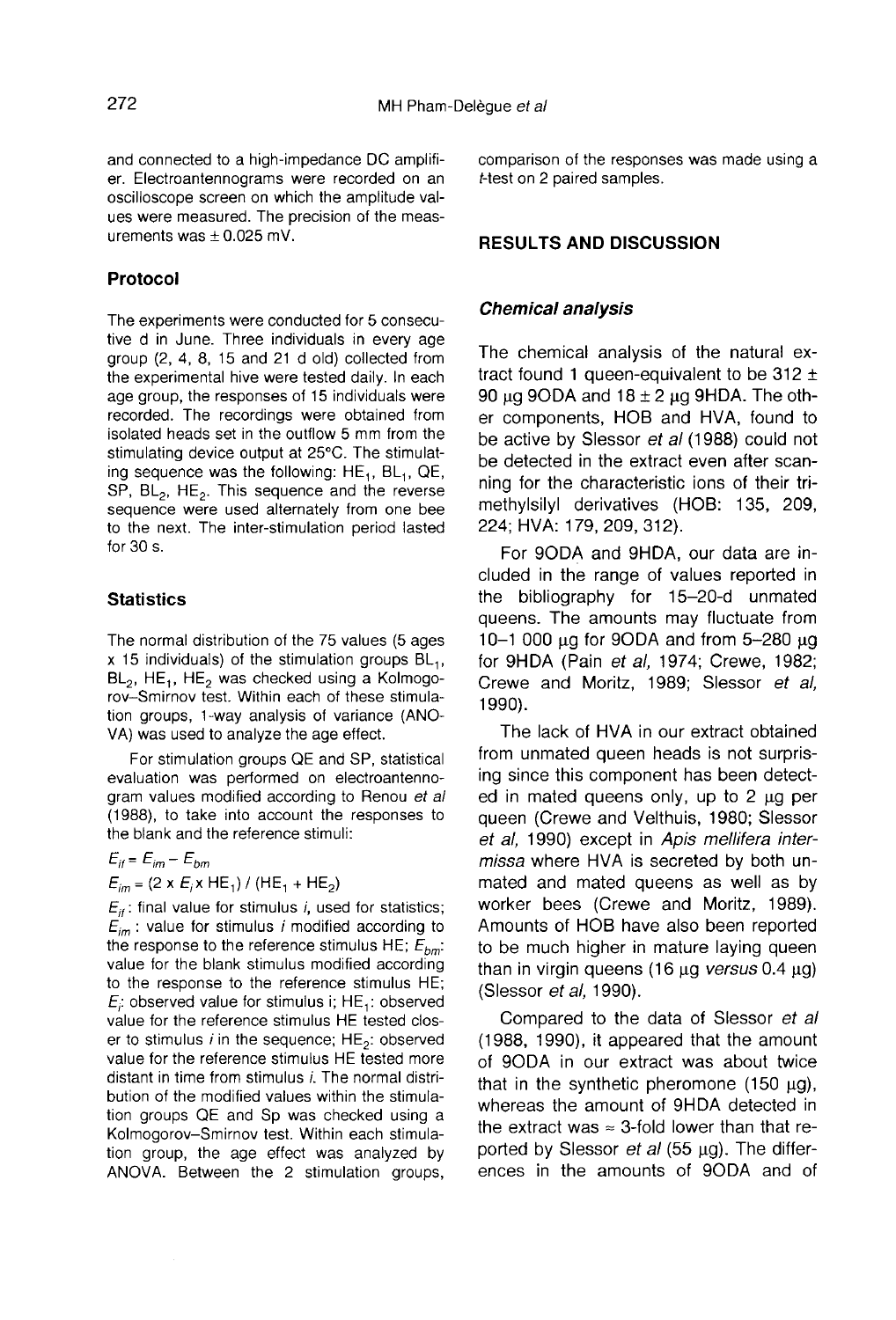and connected to a high-impedance DC amplifier. Electroantennograms were recorded on an oscilloscope screen on which the amplitude values were measured. The precision of the measurements was ± 0.025 mV.

### Protocol

The experiments were conducted for 5 consecutive d in June. Three individuals in every age group (2, 4, 8, 15 and 21 d old) collected from the experimental hive were tested daily. In each age group, the responses of 15 individuals were recorded. The recordings were obtained from isolated heads set in the outflow 5 mm from the stimulating device output at 25°C. The stimulating sequence was the following: $HE_1$, $BL_1$, QE, SP, $BL_2$, $HE_2$. This sequence and the reverse sequence were used alternately from one bee to the next. The inter-stimulation period lasted for 30 s.

### Statistics

The normal distribution of the 75 values (5 ages x 15 individuals) of the stimulation groups $BL_1$, $BL_2$, $HE_1$, $HE_2$ was checked using a Kolmogorov–Smirnov test. Within each of these stimulation groups, 1-way analysis of variance (ANOVA) was used to analyze the age effect.

For stimulation groups QE and SP, statistical evaluation was performed on electroantennogram values modified according to Renou *et al* (1988), to take into account the responses to the blank and the reference stimuli:

$$E_{if} = E_{im} - E_{bm}$$

$$E_{im} = (2 \times E_i \times HE_1) / (HE_1 + HE_2)$$

$E_{if}$: final value for stimulus *i*, used for statistics; $E_{im}$: value for stimulus *i* modified according to the response to the reference stimulus HE; $E_{bm}$: value for the blank stimulus modified according to the response to the reference stimulus HE; $E_i$: observed value for stimulus i; $HE_1$: observed value for the reference stimulus HE tested closer to stimulus *i* in the sequence; $HE_2$: observed value for the reference stimulus HE tested more distant in time from stimulus *i*. The normal distribution of the modified values within the stimulation groups QE and Sp was checked using a Kolmogorov–Smirnov test. Within each stimulation group, the age effect was analyzed by ANOVA. Between the 2 stimulation groups, comparison of the responses was made using a *t*-test on 2 paired samples.

## RESULTS AND DISCUSSION

### *Chemical analysis*

The chemical analysis of the natural extract found 1 queen-equivalent to be 312 ± 90 µg 9ODA and 18 ± 2 µg 9HDA. The other components, HOB and HVA, found to be active by Slessor *et al* (1988) could not be detected in the extract even after scanning for the characteristic ions of their trimethylsilyl derivatives (HOB: 135, 209, 224; HVA: 179, 209, 312).

For 9ODA and 9HDA, our data are included in the range of values reported in the bibliography for 15–20-d unmated queens. The amounts may fluctuate from 10–1 000 µg for 9ODA and from 5–280 µg for 9HDA (Pain *et al*, 1974; Crewe, 1982; Crewe and Moritz, 1989; Slessor *et al*, 1990).

The lack of HVA in our extract obtained from unmated queen heads is not surprising since this component has been detected in mated queens only, up to 2 µg per queen (Crewe and Velthuis, 1980; Slessor *et al*, 1990) except in *Apis mellifera intermissa* where HVA is secreted by both unmated and mated queens as well as by worker bees (Crewe and Moritz, 1989). Amounts of HOB have also been reported to be much higher in mature laying queen than in virgin queens (16 µg *versus* 0.4 µg) (Slessor *et al*, 1990).

Compared to the data of Slessor *et al* (1988, 1990), it appeared that the amount of 9ODA in our extract was about twice that in the synthetic pheromone (150 µg), whereas the amount of 9HDA detected in the extract was ≈ 3-fold lower than that reported by Slessor *et al* (55 µg). The differences in the amounts of 9ODA and of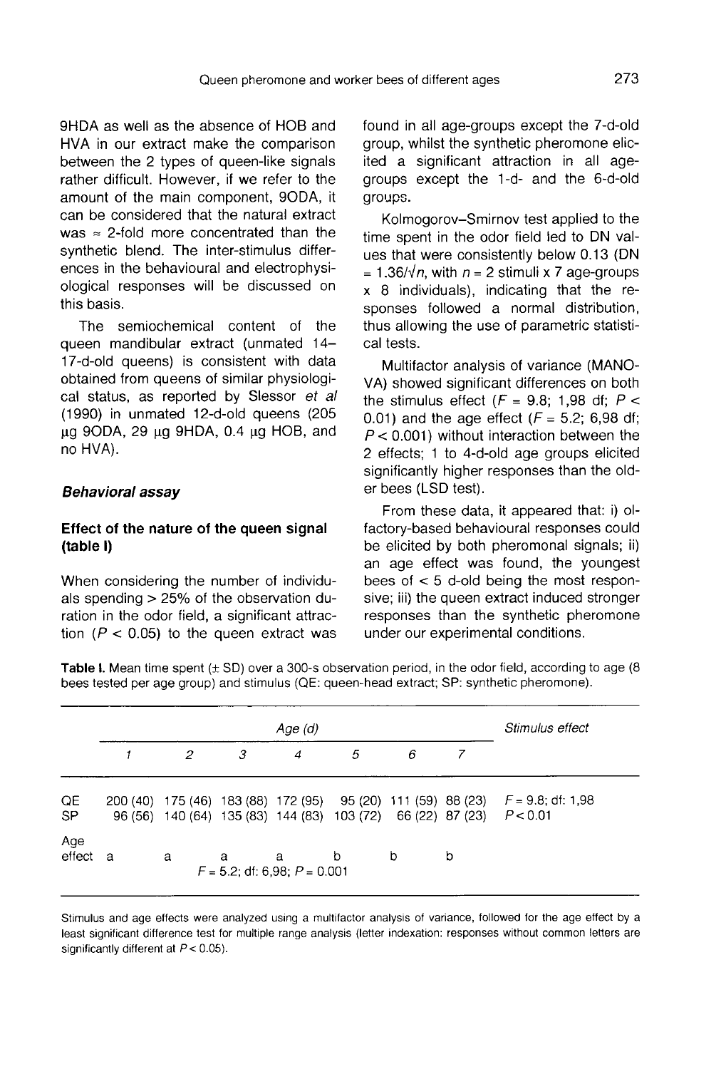9HDA as well as the absence of HOB and HVA in our extract make the comparison between the 2 types of queen-like signals rather difficult. However, if we refer to the amount of the main component, 9ODA, it can be considered that the natural extract was ≈ 2-fold more concentrated than the synthetic blend. The inter-stimulus differences in the behavioural and electrophysiological responses will be discussed on this basis.

The semiochemical content of the queen mandibular extract (unmated 14–17-d-old queens) is consistent with data obtained from queens of similar physiological status, as reported by Slessor *et al* (1990) in unmated 12-d-old queens (205 µg 9ODA, 29 µg 9HDA, 0.4 µg HOB, and no HVA).

### *Behavioral assay*

### Effect of the nature of the queen signal (table I)

When considering the number of individuals spending > 25% of the observation duration in the odor field, a significant attraction ($P < 0.05$) to the queen extract was found in all age-groups except the 7-d-old group, whilst the synthetic pheromone elicited a significant attraction in all age-groups except the 1-d- and the 6-d-old groups.

Kolmogorov–Smirnov test applied to the time spent in the odor field led to DN values that were consistently below 0.13 ($DN = 1.36/\sqrt{n}$, with $n$ = 2 stimuli x 7 age-groups x 8 individuals), indicating that the responses followed a normal distribution, thus allowing the use of parametric statistical tests.

Multifactor analysis of variance (MANOVA) showed significant differences on both the stimulus effect ($F = 9.8$; 1,98 df; $P < 0.01$) and the age effect ($F = 5.2$; 6,98 df; $P < 0.001$) without interaction between the 2 effects; 1 to 4-d-old age groups elicited significantly higher responses than the older bees (LSD test).

From these data, it appeared that: i) olfactory-based behavioural responses could be elicited by both pheromonal signals; ii) an age effect was found, the youngest bees of < 5 d-old being the most responsive; iii) the queen extract induced stronger responses than the synthetic pheromone under our experimental conditions.

**Table I.** Mean time spent (± SD) over a 300-s observation period, in the odor field, according to age (8 bees tested per age group) and stimulus (QE: queen-head extract; SP: synthetic pheromone).

| | *Age (d)* | | | | | | | *Stimulus effect* |
|---|---|---|---|---|---|---|---|---|
| | *1* | *2* | *3* | *4* | *5* | *6* | *7* | |
| QE | 200 (40) | 175 (46) | 183 (88) | 172 (95) | 95 (20) | 111 (59) | 88 (23) | $F = 9.8$; df: 1,98 |
| SP | 96 (56) | 140 (64) | 135 (83) | 144 (83) | 103 (72) | 66 (22) | 87 (23) | $P < 0.01$ |
| Age effect | a | a | a | a | b | b | b | |
| | $F = 5.2$; df: 6,98; $P = 0.001$ | | | | | | | |

Stimulus and age effects were analyzed using a multifactor analysis of variance, followed for the age effect by a least significant difference test for multiple range analysis (letter indexation: responses without common letters are significantly different at $P < 0.05$).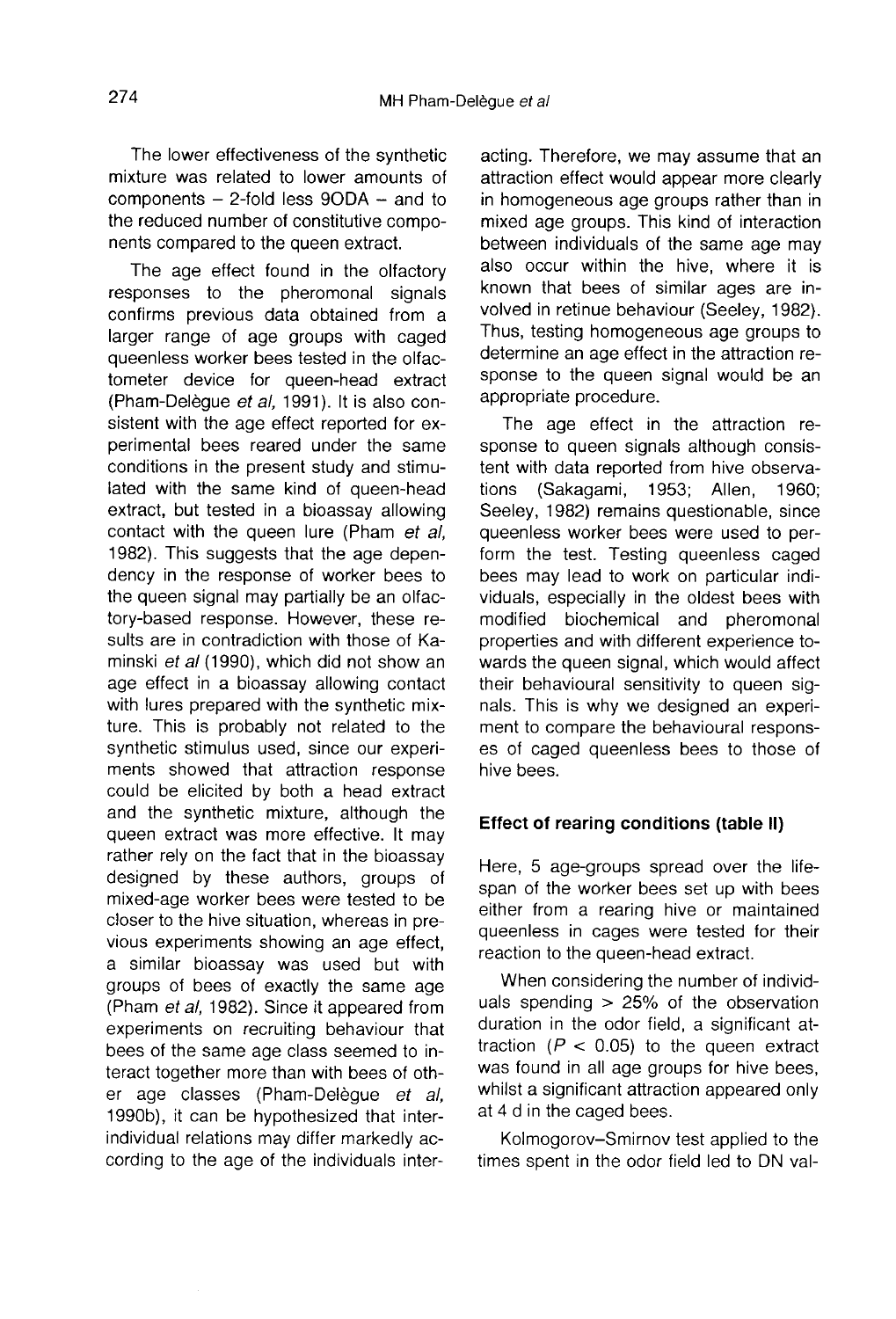The lower effectiveness of the synthetic mixture was related to lower amounts of components – 2-fold less 9ODA – and to the reduced number of constitutive components compared to the queen extract.

The age effect found in the olfactory responses to the pheromonal signals confirms previous data obtained from a larger range of age groups with caged queenless worker bees tested in the olfactometer device for queen-head extract (Pham-Delègue *et al*, 1991). It is also consistent with the age effect reported for experimental bees reared under the same conditions in the present study and stimulated with the same kind of queen-head extract, but tested in a bioassay allowing contact with the queen lure (Pham *et al*, 1982). This suggests that the age dependency in the response of worker bees to the queen signal may partially be an olfactory-based response. However, these results are in contradiction with those of Kaminski *et al* (1990), which did not show an age effect in a bioassay allowing contact with lures prepared with the synthetic mixture. This is probably not related to the synthetic stimulus used, since our experiments showed that attraction response could be elicited by both a head extract and the synthetic mixture, although the queen extract was more effective. It may rather rely on the fact that in the bioassay designed by these authors, groups of mixed-age worker bees were tested to be closer to the hive situation, whereas in previous experiments showing an age effect, a similar bioassay was used but with groups of bees of exactly the same age (Pham *et al*, 1982). Since it appeared from experiments on recruiting behaviour that bees of the same age class seemed to interact together more than with bees of other age classes (Pham-Delègue *et al*, 1990b), it can be hypothesized that inter-individual relations may differ markedly according to the age of the individuals interacting. Therefore, we may assume that an attraction effect would appear more clearly in homogeneous age groups rather than in mixed age groups. This kind of interaction between individuals of the same age may also occur within the hive, where it is known that bees of similar ages are involved in retinue behaviour (Seeley, 1982). Thus, testing homogeneous age groups to determine an age effect in the attraction response to the queen signal would be an appropriate procedure.

The age effect in the attraction response to queen signals although consistent with data reported from hive observations (Sakagami, 1953; Allen, 1960; Seeley, 1982) remains questionable, since queenless worker bees were used to perform the test. Testing queenless caged bees may lead to work on particular individuals, especially in the oldest bees with modified biochemical and pheromonal properties and with different experience towards the queen signal, which would affect their behavioural sensitivity to queen signals. This is why we designed an experiment to compare the behavioural responses of caged queenless bees to those of hive bees.

### Effect of rearing conditions (table II)

Here, 5 age-groups spread over the lifespan of the worker bees set up with bees either from a rearing hive or maintained queenless in cages were tested for their reaction to the queen-head extract.

When considering the number of individuals spending > 25% of the observation duration in the odor field, a significant attraction ($P < 0.05$) to the queen extract was found in all age groups for hive bees, whilst a significant attraction appeared only at 4 d in the caged bees.

Kolmogorov–Smirnov test applied to the times spent in the odor field led to DN val-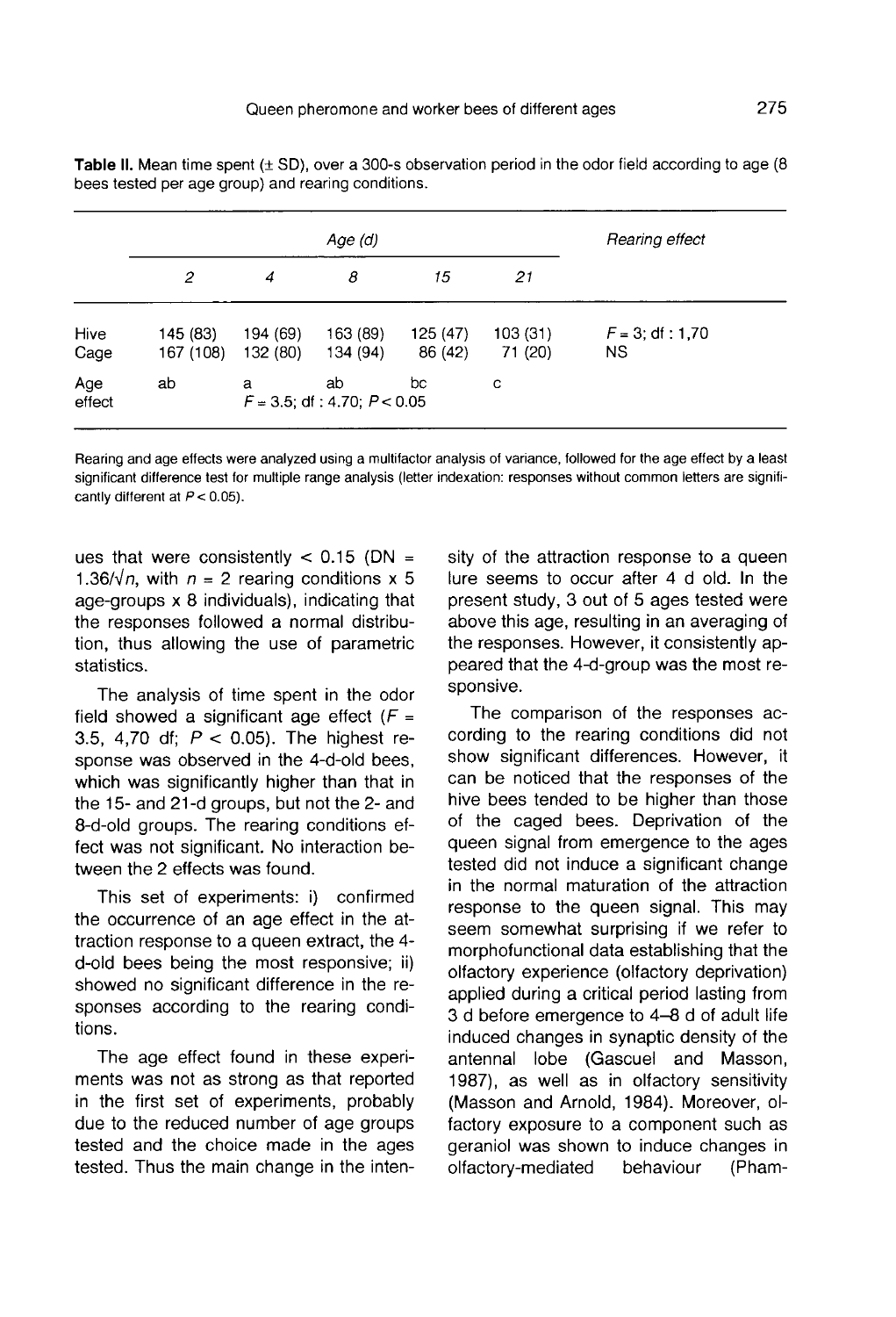**Table II.** Mean time spent (± SD), over a 300-s observation period in the odor field according to age (8 bees tested per age group) and rearing conditions.

| | Age (d) | | | | | Rearing effect |
|---|---|---|---|---|---|---|
| | 2 | 4 | 8 | 15 | 21 | |
| Hive | 145 (83) | 194 (69) | 163 (89) | 125 (47) | 103 (31) | $F = 3$; df : 1,70 |
| Cage | 167 (108) | 132 (80) | 134 (94) | 86 (42) | 71 (20) | NS |
| Age effect | ab | a | ab | bc | c | |
| | $F = 3.5$; df : 4.70; $P < 0.05$ | | | | | |

Rearing and age effects were analyzed using a multifactor analysis of variance, followed for the age effect by a least significant difference test for multiple range analysis (letter indexation: responses without common letters are significantly different at $P < 0.05$).

ues that were consistently < 0.15 ($DN = 1.36/\sqrt{n}$, with $n$ = 2 rearing conditions x 5 age-groups x 8 individuals), indicating that the responses followed a normal distribution, thus allowing the use of parametric statistics.

The analysis of time spent in the odor field showed a significant age effect ($F = 3.5$, 4,70 df; $P < 0.05$). The highest response was observed in the 4-d-old bees, which was significantly higher than that in the 15- and 21-d groups, but not the 2- and 8-d-old groups. The rearing conditions effect was not significant. No interaction between the 2 effects was found.

This set of experiments: i) confirmed the occurrence of an age effect in the attraction response to a queen extract, the 4-d-old bees being the most responsive; ii) showed no significant difference in the responses according to the rearing conditions.

The age effect found in these experiments was not as strong as that reported in the first set of experiments, probably due to the reduced number of age groups tested and the choice made in the ages tested. Thus the main change in the intensity of the attraction response to a queen lure seems to occur after 4 d old. In the present study, 3 out of 5 ages tested were above this age, resulting in an averaging of the responses. However, it consistently appeared that the 4-d-group was the most responsive.

The comparison of the responses according to the rearing conditions did not show significant differences. However, it can be noticed that the responses of the hive bees tended to be higher than those of the caged bees. Deprivation of the queen signal from emergence to the ages tested did not induce a significant change in the normal maturation of the attraction response to the queen signal. This may seem somewhat surprising if we refer to morphofunctional data establishing that the olfactory experience (olfactory deprivation) applied during a critical period lasting from 3 d before emergence to 4–8 d of adult life induced changes in synaptic density of the antennal lobe (Gascuel and Masson, 1987), as well as in olfactory sensitivity (Masson and Arnold, 1984). Moreover, olfactory exposure to a component such as geraniol was shown to induce changes in olfactory-mediated behaviour (Pham-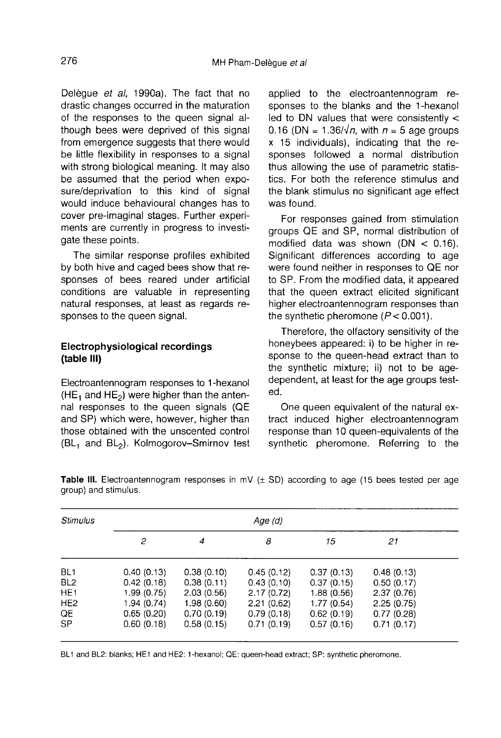Delègue *et al*, 1990a). The fact that no drastic changes occurred in the maturation of the responses to the queen signal although bees were deprived of this signal from emergence suggests that there would be little flexibility in responses to a signal with strong biological meaning. It may also be assumed that the period when exposure/deprivation to this kind of signal would induce behavioural changes has to cover pre-imaginal stages. Further experiments are currently in progress to investigate these points.

The similar response profiles exhibited by both hive and caged bees show that responses of bees reared under artificial conditions are valuable in representing natural responses, at least as regards responses to the queen signal.

### Electrophysiological recordings (table III)

Electroantennogram responses to 1-hexanol ($HE_1$ and $HE_2$) were higher than the antennal responses to the queen signals (QE and SP) which were, however, higher than those obtained with the unscented control ($BL_1$ and $BL_2$). Kolmogorov–Smirnov test applied to the electroantennogram responses to the blanks and the 1-hexanol led to DN values that were consistently < 0.16 ($DN = 1.36/\sqrt{n}$, with $n = 5$ age groups x 15 individuals), indicating that the responses followed a normal distribution thus allowing the use of parametric statistics. For both the reference stimulus and the blank stimulus no significant age effect was found.

For responses gained from stimulation groups QE and SP, normal distribution of modified data was shown ($DN < 0.16$). Significant differences according to age were found neither in responses to QE nor to SP. From the modified data, it appeared that the queen extract elicited significant higher electroantennogram responses than the synthetic pheromone ($P < 0.001$).

Therefore, the olfactory sensitivity of the honeybees appeared: i) to be higher in response to the queen-head extract than to the synthetic mixture; ii) not to be age-dependent, at least for the age groups tested.

One queen equivalent of the natural extract induced higher electroantennogram response than 10 queen-equivalents of the synthetic pheromone. Referring to the

**Table III.** Electroantennogram responses in mV (± SD) according to age (15 bees tested per age group) and stimulus.

| *Stimulus* | *Age (d)* | | | | |
|---|---|---|---|---|---|
| | *2* | *4* | *8* | *15* | *21* |
| BL1 | 0.40 (0.13) | 0.38 (0.10) | 0.45 (0.12) | 0.37 (0.13) | 0.48 (0.13) |
| BL2 | 0.42 (0.18) | 0.38 (0.11) | 0.43 (0.10) | 0.37 (0.15) | 0.50 (0.17) |
| HE1 | 1.99 (0.75) | 2.03 (0.56) | 2.17 (0.72) | 1.88 (0.56) | 2.37 (0.76) |
| HE2 | 1.94 (0.74) | 1.98 (0.60) | 2.21 (0.62) | 1.77 (0.54) | 2.25 (0.75) |
| QE | 0.65 (0.20) | 0.70 (0.19) | 0.79 (0.18) | 0.62 (0.19) | 0.77 (0.28) |
| SP | 0.60 (0.18) | 0.58 (0.15) | 0.71 (0.19) | 0.57 (0.16) | 0.71 (0.17) |

BL1 and BL2: blanks; HE1 and HE2: 1-hexanol; QE: queen-head extract; SP: synthetic pheromone.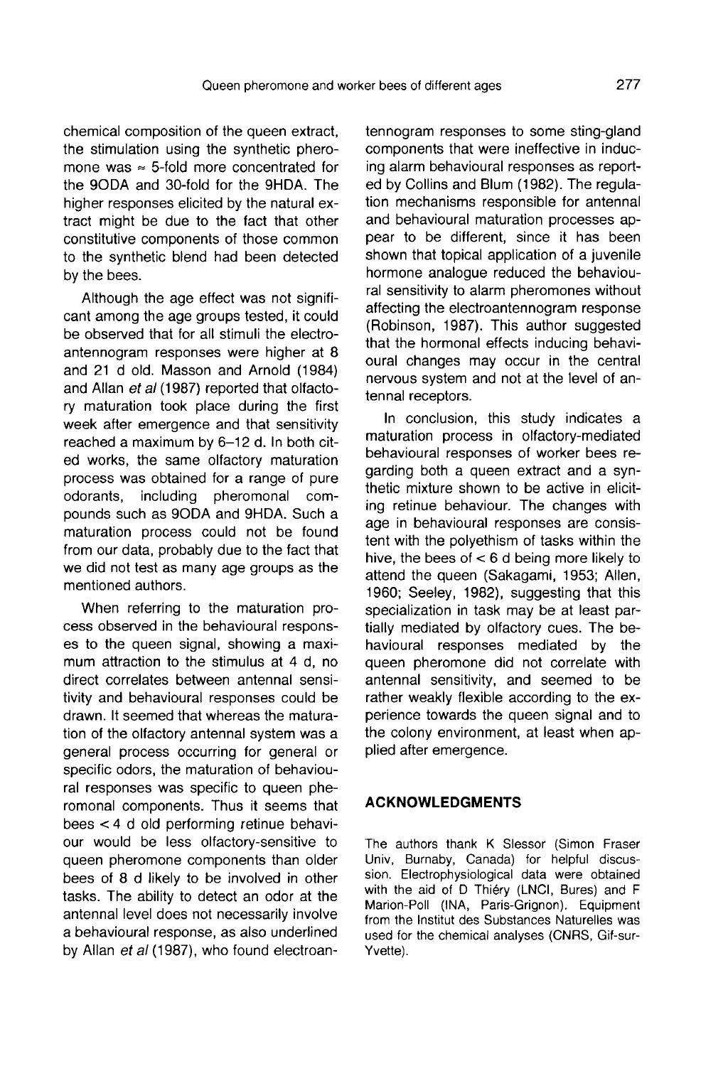chemical composition of the queen extract, the stimulation using the synthetic pheromone was $\approx$ 5-fold more concentrated for the 9ODA and 30-fold for the 9HDA. The higher responses elicited by the natural extract might be due to the fact that other constitutive components of those common to the synthetic blend had been detected by the bees.

Although the age effect was not significant among the age groups tested, it could be observed that for all stimuli the electroantennogram responses were higher at 8 and 21 d old. Masson and Arnold (1984) and Allan *et al* (1987) reported that olfactory maturation took place during the first week after emergence and that sensitivity reached a maximum by 6–12 d. In both cited works, the same olfactory maturation process was obtained for a range of pure odorants, including pheromonal compounds such as 9ODA and 9HDA. Such a maturation process could not be found from our data, probably due to the fact that we did not test as many age groups as the mentioned authors.

When referring to the maturation process observed in the behavioural responses to the queen signal, showing a maximum attraction to the stimulus at 4 d, no direct correlates between antennal sensitivity and behavioural responses could be drawn. It seemed that whereas the maturation of the olfactory antennal system was a general process occurring for general or specific odors, the maturation of behavioural responses was specific to queen pheromonal components. Thus it seems that bees < 4 d old performing retinue behaviour would be less olfactory-sensitive to queen pheromone components than older bees of 8 d likely to be involved in other tasks. The ability to detect an odor at the antennal level does not necessarily involve a behavioural response, as also underlined by Allan *et al* (1987), who found electroantennogram responses to some sting-gland components that were ineffective in inducing alarm behavioural responses as reported by Collins and Blum (1982). The regulation mechanisms responsible for antennal and behavioural maturation processes appear to be different, since it has been shown that topical application of a juvenile hormone analogue reduced the behavioural sensitivity to alarm pheromones without affecting the electroantennogram response (Robinson, 1987). This author suggested that the hormonal effects inducing behavioural changes may occur in the central nervous system and not at the level of antennal receptors.

In conclusion, this study indicates a maturation process in olfactory-mediated behavioural responses of worker bees regarding both a queen extract and a synthetic mixture shown to be active in eliciting retinue behaviour. The changes with age in behavioural responses are consistent with the polyethism of tasks within the hive, the bees of < 6 d being more likely to attend the queen (Sakagami, 1953; Allen, 1960; Seeley, 1982), suggesting that this specialization in task may be at least partially mediated by olfactory cues. The behavioural responses mediated by the queen pheromone did not correlate with antennal sensitivity, and seemed to be rather weakly flexible according to the experience towards the queen signal and to the colony environment, at least when applied after emergence.

## ACKNOWLEDGMENTS

The authors thank K Slessor (Simon Fraser Univ, Burnaby, Canada) for helpful discussion. Electrophysiological data were obtained with the aid of D Thiéry (LNCI, Bures) and F Marion-Poll (INA, Paris-Grignon). Equipment from the Institut des Substances Naturelles was used for the chemical analyses (CNRS, Gif-sur-Yvette).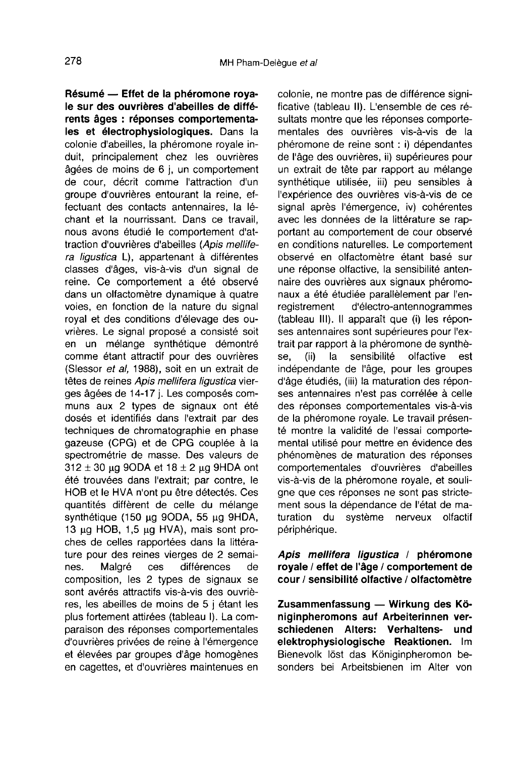**Résumé — Effet de la phéromone royale sur des ouvrières d'abeilles de différents âges : réponses comportementales et électrophysiologiques.** Dans la colonie d'abeilles, la phéromone royale induit, principalement chez les ouvrières âgées de moins de 6 j, un comportement de cour, décrit comme l'attraction d'un groupe d'ouvrières entourant la reine, effectuant des contacts antennaires, la léchant et la nourrissant. Dans ce travail, nous avons étudié le comportement d'attraction d'ouvrières d'abeilles (*Apis mellifera ligustica* L), appartenant à différentes classes d'âges, vis-à-vis d'un signal de reine. Ce comportement a été observé dans un olfactomètre dynamique à quatre voies, en fonction de la nature du signal royal et des conditions d'élevage des ouvrières. Le signal proposé a consisté soit en un mélange synthétique démontré comme étant attractif pour des ouvrières (Slessor *et al*, 1988), soit en un extrait de têtes de reines *Apis mellifera ligustica* vierges âgées de 14-17 j. Les composés communs aux 2 types de signaux ont été dosés et identifiés dans l'extrait par des techniques de chromatographie en phase gazeuse (CPG) et de CPG couplée à la spectrométrie de masse. Des valeurs de $312 \pm 30$ µg 9ODA et $18 \pm 2$ µg 9HDA ont été trouvées dans l'extrait; par contre, le HOB et le HVA n'ont pu être détectés. Ces quantités diffèrent de celle du mélange synthétique (150 µg 9ODA, 55 µg 9HDA, 13 µg HOB, 1,5 µg HVA), mais sont proches de celles rapportées dans la littérature pour des reines vierges de 2 semaines. Malgré ces différences de composition, les 2 types de signaux se sont avérés attractifs vis-à-vis des ouvrières, les abeilles de moins de 5 j étant les plus fortement attirées (tableau I). La comparaison des réponses comportementales d'ouvrières privées de reine à l'émergence et élevées par groupes d'âge homogènes en cagettes, et d'ouvrières maintenues en colonie, ne montre pas de différence significative (tableau II). L'ensemble de ces résultats montre que les réponses comportementales des ouvrières vis-à-vis de la phéromone de reine sont : i) dépendantes de l'âge des ouvrières, ii) supérieures pour un extrait de tête par rapport au mélange synthétique utilisée, iii) peu sensibles à l'expérience des ouvrières vis-à-vis de ce signal après l'émergence, iv) cohérentes avec les données de la littérature se rapportant au comportement de cour observé en conditions naturelles. Le comportement observé en olfactomètre étant basé sur une réponse olfactive, la sensibilité antennaire des ouvrières aux signaux phéromonaux a été étudiée parallèlement par l'enregistrement d'électro-antennogrammes (tableau III). Il apparaît que (i) les réponses antennaires sont supérieures pour l'extrait par rapport à la phéromone de synthèse, (ii) la sensibilité olfactive est indépendante de l'âge, pour les groupes d'âge étudiés, (iii) la maturation des réponses antennaires n'est pas corrélée à celle des réponses comportementales vis-à-vis de la phéromone royale. Le travail présenté montre la validité de l'essai comportemental utilisé pour mettre en évidence des phénomènes de maturation des réponses comportementales d'ouvrières d'abeilles vis-à-vis de la phéromone royale, et souligne que ces réponses ne sont pas strictement sous la dépendance de l'état de maturation du système nerveux olfactif périphérique.

***Apis mellifera ligustica* / phéromone royale / effet de l'âge / comportement de cour / sensibilité olfactive / olfactomètre**

**Zusammenfassung — Wirkung des Königinpheromons auf Arbeiterinnen verschiedenen Alters: Verhaltens- und elektrophysiologische Reaktionen.** Im Bienevolk löst das Königinpheromon besonders bei Arbeitsbienen im Alter von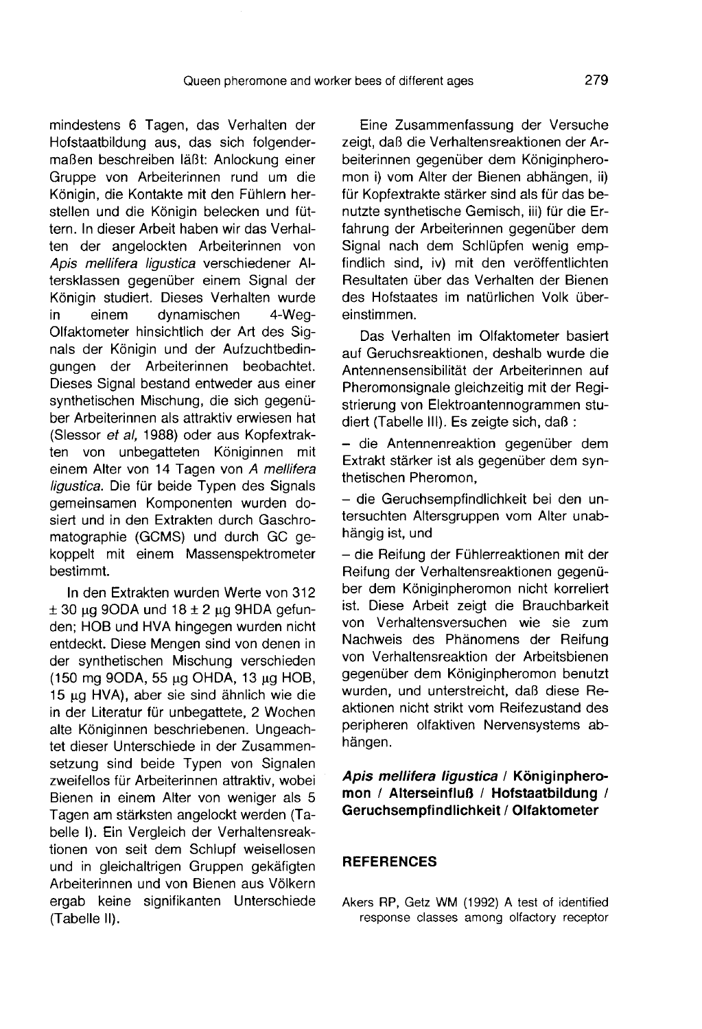mindestens 6 Tagen, das Verhalten der Hofstaatbildung aus, das sich folgendermaßen beschreiben läßt: Anlockung einer Gruppe von Arbeiterinnen rund um die Königin, die Kontakte mit den Fühlern herstellen und die Königin belecken und füttern. In dieser Arbeit haben wir das Verhalten der angelockten Arbeiterinnen von *Apis mellifera ligustica* verschiedener Altersklassen gegenüber einem Signal der Königin studiert. Dieses Verhalten wurde in einem dynamischen 4-Weg-Olfaktometer hinsichtlich der Art des Signals der Königin und der Aufzuchtbedingungen der Arbeiterinnen beobachtet. Dieses Signal bestand entweder aus einer synthetischen Mischung, die sich gegenüber Arbeiterinnen als attraktiv erwiesen hat (Slessor *et al*, 1988) oder aus Kopfextrakten von unbegatteten Königinnen mit einem Alter von 14 Tagen von *A mellifera ligustica*. Die für beide Typen des Signals gemeinsamen Komponenten wurden dosiert und in den Extrakten durch Gaschromatographie (GCMS) und durch GC gekoppelt mit einem Massenspektrometer bestimmt.

In den Extrakten wurden Werte von 312 ± 30 µg 9ODA und 18 ± 2 µg 9HDA gefunden; HOB und HVA hingegen wurden nicht entdeckt. Diese Mengen sind von denen in der synthetischen Mischung verschieden (150 mg 9ODA, 55 µg OHDA, 13 µg HOB, 15 µg HVA), aber sie sind ähnlich wie die in der Literatur für unbegattete, 2 Wochen alte Königinnen beschriebenen. Ungeachtet dieser Unterschiede in der Zusammensetzung sind beide Typen von Signalen zweifellos für Arbeiterinnen attraktiv, wobei Bienen in einem Alter von weniger als 5 Tagen am stärksten angelockt werden (Tabelle I). Ein Vergleich der Verhaltensreaktionen von seit dem Schlupf weisellosen und in gleichaltrigen Gruppen gekäfigten Arbeiterinnen und von Bienen aus Völkern ergab keine signifikanten Unterschiede (Tabelle II).

Eine Zusammenfassung der Versuche zeigt, daß die Verhaltensreaktionen der Arbeiterinnen gegenüber dem Königinpheromon i) vom Alter der Bienen abhängen, ii) für Kopfextrakte stärker sind als für das benutzte synthetische Gemisch, iii) für die Erfahrung der Arbeiterinnen gegenüber dem Signal nach dem Schlüpfen wenig empfindlich sind, iv) mit den veröffentlichten Resultaten über das Verhalten der Bienen des Hofstaates im natürlichen Volk übereinstimmen.

Das Verhalten im Olfaktometer basiert auf Geruchsreaktionen, deshalb wurde die Antennensensibilität der Arbeiterinnen auf Pheromonsignale gleichzeitig mit der Registrierung von Elektroantennogrammen studiert (Tabelle III). Es zeigte sich, daß :

- die Antennenreaktion gegenüber dem Extrakt stärker ist als gegenüber dem synthetischen Pheromon,
- die Geruchsempfindlichkeit bei den untersuchten Altersgruppen vom Alter unabhängig ist, und
- die Reifung der Fühlerreaktionen mit der Reifung der Verhaltensreaktionen gegenüber dem Königinpheromon nicht korreliert ist. Diese Arbeit zeigt die Brauchbarkeit von Verhaltensversuchen wie sie zum Nachweis des Phänomens der Reifung von Verhaltensreaktion der Arbeitsbienen gegenüber dem Königinpheromon benutzt wurden, und unterstreicht, daß diese Reaktionen nicht strikt vom Reifezustand des peripheren olfaktiven Nervensystems abhängen.

***Apis mellifera ligustica* / Königinpheromon / Alterseinfluß / Hofstaatbildung / Geruchsempfindlichkeit / Olfaktometer**

## REFERENCES

Akers RP, Getz WM (1992) A test of identified response classes among olfactory receptor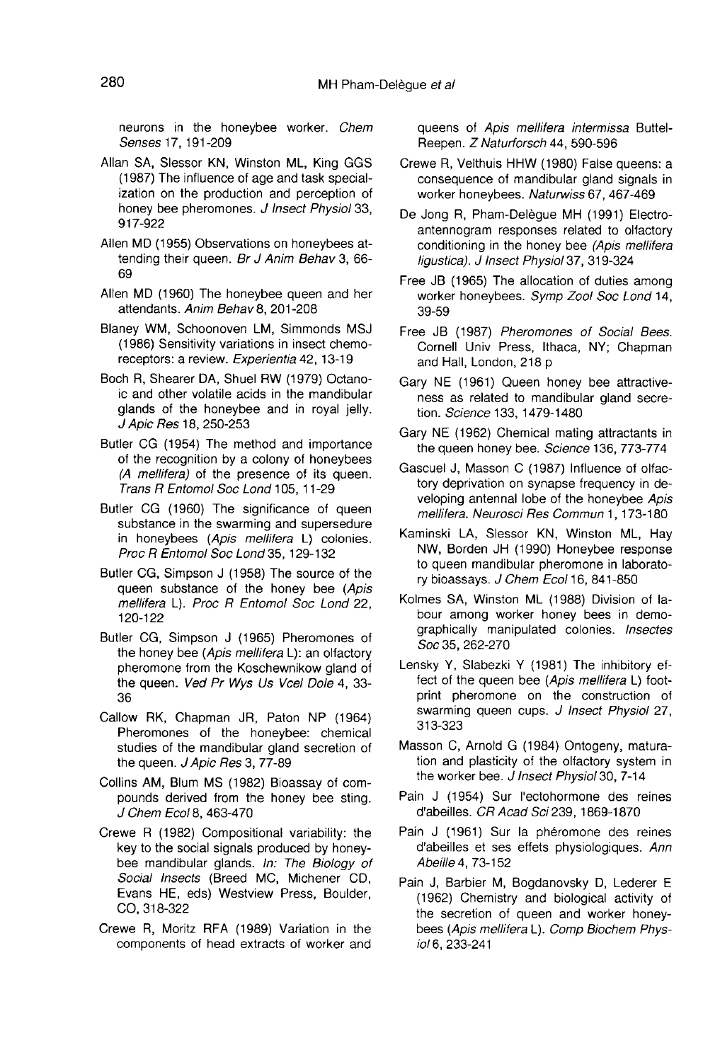neurons in the honeybee worker. *Chem Senses* 17, 191-209

Allan SA, Slessor KN, Winston ML, King GGS (1987) The influence of age and task specialization on the production and perception of honey bee pheromones. *J Insect Physiol* 33, 917-922

Allen MD (1955) Observations on honeybees attending their queen. *Br J Anim Behav* 3, 66-69

Allen MD (1960) The honeybee queen and her attendants. *Anim Behav* 8, 201-208

Blaney WM, Schoonoven LM, Simmonds MSJ (1986) Sensitivity variations in insect chemoreceptors: a review. *Experientia* 42, 13-19

Boch R, Shearer DA, Shuel RW (1979) Octanoic and other volatile acids in the mandibular glands of the honeybee and in royal jelly. *J Apic Res* 18, 250-253

Butler CG (1954) The method and importance of the recognition by a colony of honeybees *(A mellifera)* of the presence of its queen. *Trans R Entomol Soc Lond* 105, 11-29

Butler CG (1960) The significance of queen substance in the swarming and supersedure in honeybees (*Apis mellifera* L) colonies. *Proc R Entomol Soc Lond* 35, 129-132

Butler CG, Simpson J (1958) The source of the queen substance of the honey bee (*Apis mellifera* L). *Proc R Entomol Soc Lond* 22, 120-122

Butler CG, Simpson J (1965) Pheromones of the honey bee (*Apis mellifera* L): an olfactory pheromone from the Koschewnikow gland of the queen. *Ved Pr Wys Us Vcel Dole* 4, 33-36

Callow RK, Chapman JR, Paton NP (1964) Pheromones of the honeybee: chemical studies of the mandibular gland secretion of the queen. *J Apic Res* 3, 77-89

Collins AM, Blum MS (1982) Bioassay of compounds derived from the honey bee sting. *J Chem Ecol* 8, 463-470

Crewe R (1982) Compositional variability: the key to the social signals produced by honeybee mandibular glands. *In: The Biology of Social Insects* (Breed MC, Michener CD, Evans HE, eds) Westview Press, Boulder, CO, 318-322

Crewe R, Moritz RFA (1989) Variation in the components of head extracts of worker and queens of *Apis mellifera intermissa* Buttel-Reepen. *Z Naturforsch* 44, 590-596

Crewe R, Velthuis HHW (1980) False queens: a consequence of mandibular gland signals in worker honeybees. *Naturwiss* 67, 467-469

De Jong R, Pham-Delègue MH (1991) Electroantennogram responses related to olfactory conditioning in the honey bee *(Apis mellifera ligustica)*. *J Insect Physiol* 37, 319-324

Free JB (1965) The allocation of duties among worker honeybees. *Symp Zool Soc Lond* 14, 39-59

Free JB (1987) *Pheromones of Social Bees.* Cornell Univ Press, Ithaca, NY; Chapman and Hall, London, 218 p

Gary NE (1961) Queen honey bee attractiveness as related to mandibular gland secretion. *Science* 133, 1479-1480

Gary NE (1962) Chemical mating attractants in the queen honey bee. *Science* 136, 773-774

Gascuel J, Masson C (1987) Influence of olfactory deprivation on synapse frequency in developing antennal lobe of the honeybee *Apis mellifera*. *Neurosci Res Commun* 1, 173-180

Kaminski LA, Slessor KN, Winston ML, Hay NW, Borden JH (1990) Honeybee response to queen mandibular pheromone in laboratory bioassays. *J Chem Ecol* 16, 841-850

Kolmes SA, Winston ML (1988) Division of labour among worker honey bees in demographically manipulated colonies. *Insectes Soc* 35, 262-270

Lensky Y, Slabezki Y (1981) The inhibitory effect of the queen bee (*Apis mellifera* L) footprint pheromone on the construction of swarming queen cups. *J Insect Physiol* 27, 313-323

Masson C, Arnold G (1984) Ontogeny, maturation and plasticity of the olfactory system in the worker bee. *J Insect Physiol* 30, 7-14

Pain J (1954) Sur l'ectohormone des reines d'abeilles. *CR Acad Sci* 239, 1869-1870

Pain J (1961) Sur la phéromone des reines d'abeilles et ses effets physiologiques. *Ann Abeille* 4, 73-152

Pain J, Barbier M, Bogdanovsky D, Lederer E (1962) Chemistry and biological activity of the secretion of queen and worker honeybees (*Apis mellifera* L). *Comp Biochem Physiol* 6, 233-241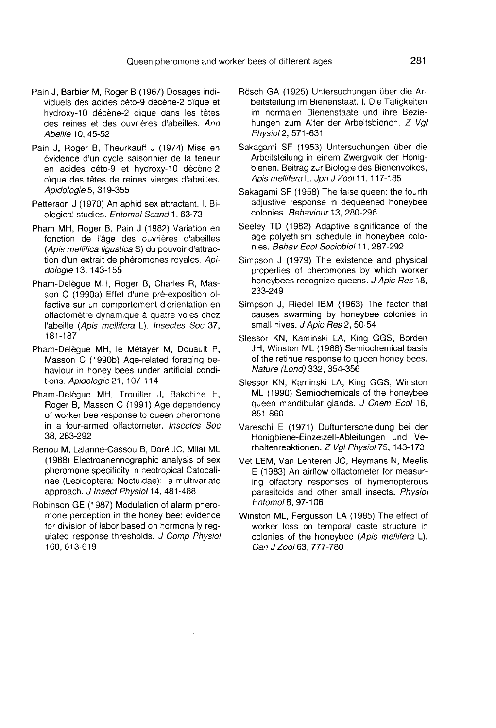Pain J, Barbier M, Roger B (1967) Dosages individuels des acides céto-9 décène-2 oïque et hydroxy-10 décène-2 oïque dans les têtes des reines et des ouvrières d'abeilles. *Ann Abeille* 10, 45-52

Pain J, Roger B, Theurkauff J (1974) Mise en évidence d'un cycle saisonnier de la teneur en acides céto-9 et hydroxy-10 décène-2 oïque des têtes de reines vierges d'abeilles. *Apidologie* 5, 319-355

Petterson J (1970) An aphid sex attractant. I. Biological studies. *Entomol Scand* 1, 63-73

Pham MH, Roger B, Pain J (1982) Variation en fonction de l'âge des ouvrières d'abeilles (*Apis mellifica ligustica* S) du pouvoir d'attraction d'un extrait de phéromones royales. *Apidologie* 13, 143-155

Pham-Delègue MH, Roger B, Charles R, Masson C (1990a) Effet d'une pré-exposition olfactive sur un comportement d'orientation en olfactomètre dynamique à quatre voies chez l'abeille (*Apis mellifera* L). *Insectes Soc* 37, 181-187

Pham-Delègue MH, le Métayer M, Douault P, Masson C (1990b) Age-related foraging behaviour in honey bees under artificial conditions. *Apidologie* 21, 107-114

Pham-Delègue MH, Trouiller J, Bakchine E, Roger B, Masson C (1991) Age dependency of worker bee response to queen pheromone in a four-armed olfactometer. *Insectes Soc* 38, 283-292

Renou M, Lalanne-Cassou B, Doré JC, Milat ML (1988) Electroanennographic analysis of sex pheromone specificity in neotropical Catocalinae (Lepidoptera: Noctuidae): a multivariate approach. *J Insect Physiol* 14, 481-488

Robinson GE (1987) Modulation of alarm pheromone perception in the honey bee: evidence for division of labor based on hormonally regulated response thresholds. *J Comp Physiol* 160, 613-619

Rösch GA (1925) Untersuchungen über die Arbeitsteilung im Bienenstaat. I. Die Tätigkeiten im normalen Bienenstaate und ihre Beziehungen zum Alter der Arbeitsbienen. *Z Vgl Physiol* 2, 571-631

Sakagami SF (1953) Untersuchungen über die Arbeitsteilung in einem Zwergvolk der Honigbienen. Beitrag zur Biologie des Bienenvolkes, *Apis mellifera* L. *Jpn J Zool* 11, 117-185

Sakagami SF (1958) The false queen: the fourth adjustive response in dequeened honeybee colonies. *Behaviour* 13, 280-296

Seeley TD (1982) Adaptive significance of the age polyethism schedule in honeybee colonies. *Behav Ecol Sociobiol* 11, 287-292

Simpson J (1979) The existence and physical properties of pheromones by which worker honeybees recognize queens. *J Apic Res* 18, 233-249

Simpson J, Riedel IBM (1963) The factor that causes swarming by honeybee colonies in small hives. *J Apic Res* 2, 50-54

Slessor KN, Kaminski LA, King GGS, Borden JH, Winston ML (1988) Semiochemical basis of the retinue response to queen honey bees. *Nature (Lond)* 332, 354-356

Slessor KN, Kaminski LA, King GGS, Winston ML (1990) Semiochemicals of the honeybee queen mandibular glands. *J Chem Ecol* 16, 851-860

Vareschi E (1971) Duftunterscheidung bei der Honigbiene-Einzelzell-Ableitungen und Verhaltenreaktionen. *Z Vgl Physiol* 75, 143-173

Vet LEM, Van Lenteren JC, Heymans N, Meelis E (1983) An airflow olfactometer for measuring olfactory responses of hymenopterous parasitoids and other small insects. *Physiol Entomol* 8, 97-106

Winston ML, Fergusson LA (1985) The effect of worker loss on temporal caste structure in colonies of the honeybee (*Apis mellifera* L). *Can J Zool* 63, 777-780